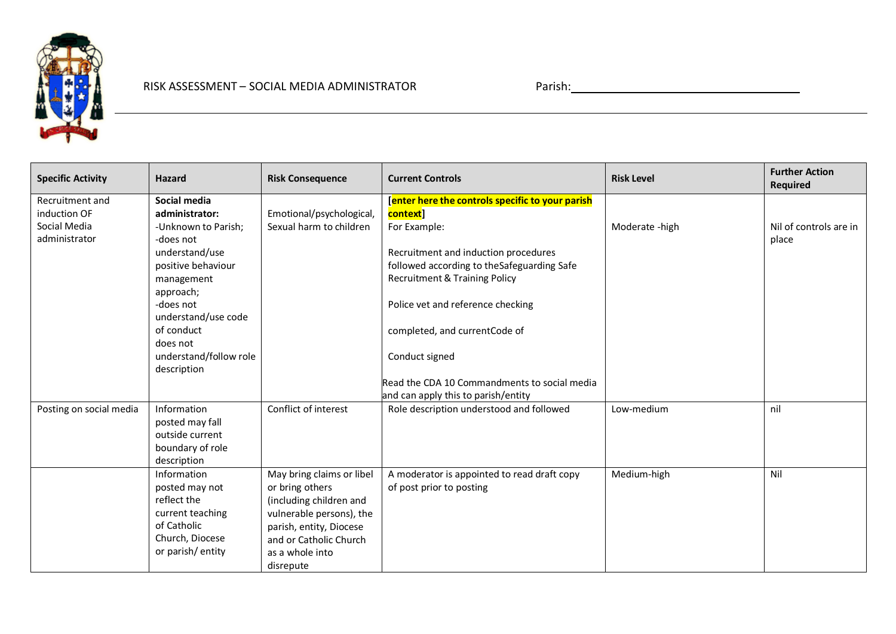RISK ASSESSMENT – SOCIAL MEDIA ADMINISTRATOR

Parish: ______________________________________

| Specific Activity | Hazard | Risk Consequence | Current Controls | Risk Level | Further Action Required |
| --- | --- | --- | --- | --- | --- |
| Recruitment and induction OF Social Media administrator | **Social media administrator:** -Unknown to Parish; -does not understand/use positive behaviour management approach; -does not understand/use code of conduct does not understand/follow role description | Emotional/psychological, Sexual harm to children | **[enter here the controls specific to your parish context]** For Example: Recruitment and induction procedures followed according to theSafeguarding Safe Recruitment & Training Policy Police vet and reference checking completed, and currentCode of Conduct signed Read the CDA 10 Commandments to social media and can apply this to parish/entity | Moderate -high | Nil of controls are in place |
| Posting on social media | Information posted may fall outside current boundary of role description | Conflict of interest | Role description understood and followed | Low-medium | nil |
| | Information posted may not reflect the current teaching of Catholic Church, Diocese or parish/ entity | May bring claims or libel or bring others (including children and vulnerable persons), the parish, entity, Diocese and or Catholic Church as a whole into disrepute | A moderator is appointed to read draft copy of post prior to posting | Medium-high | Nil |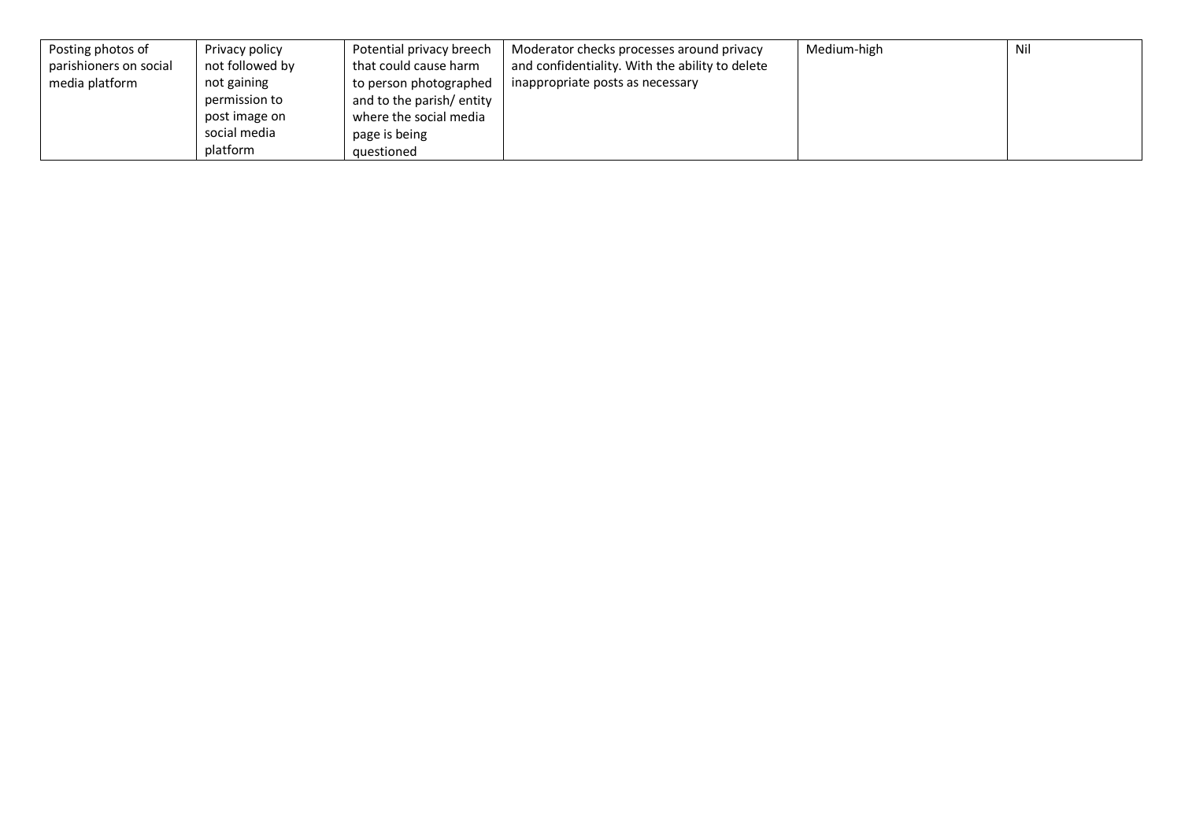| | | | | | |
|---|---|---|---|---|---|
| Posting photos of parishioners on social media platform | Privacy policy not followed by not gaining permission to post image on social media platform | Potential privacy breech that could cause harm to person photographed and to the parish/ entity where the social media page is being questioned | Moderator checks processes around privacy and confidentiality. With the ability to delete inappropriate posts as necessary | Medium-high | Nil |